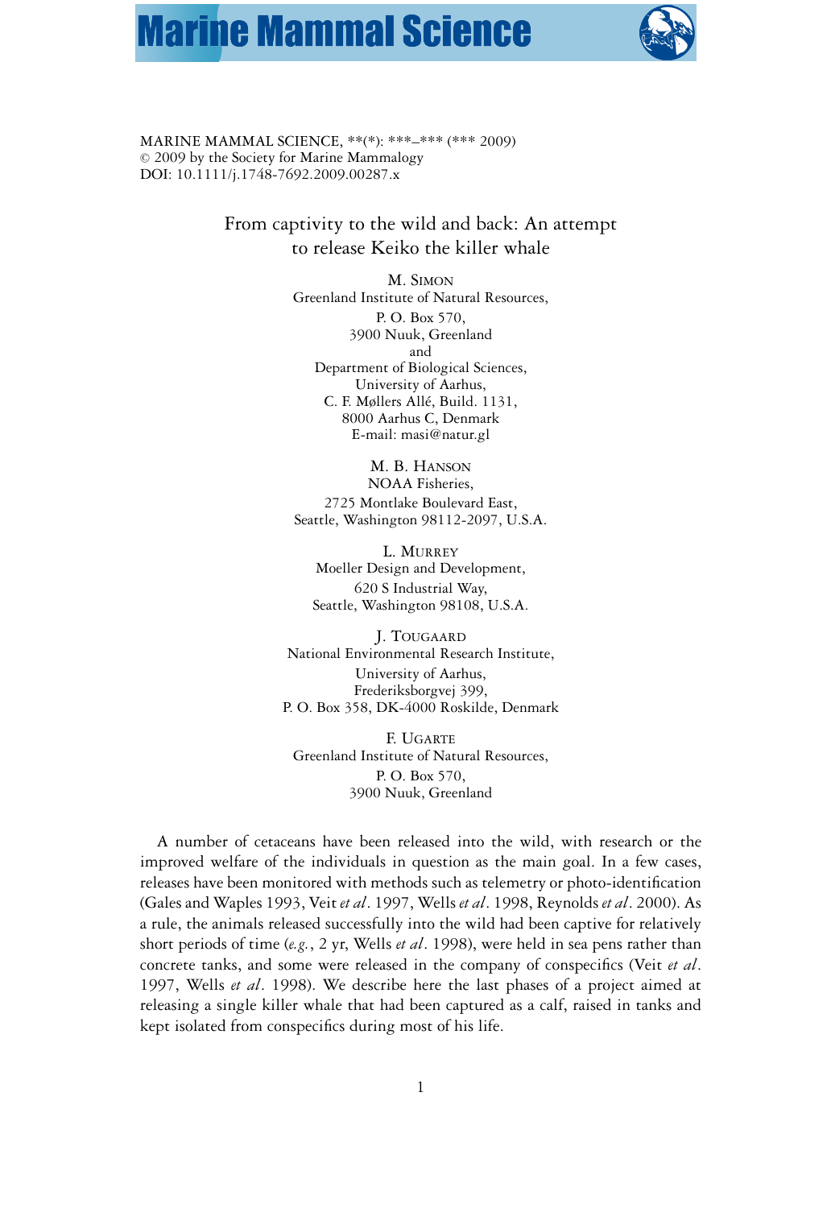MARINE MAMMAL SCIENCE, **(*): ***–*** (*** 2009)
© 2009 by the Society for Marine Mammalogy
DOI: 10.1111/j.1748-7692.2009.00287.x

# From captivity to the wild and back: An attempt to release Keiko the killer whale

M. SIMON
Greenland Institute of Natural Resources,
P. O. Box 570,
3900 Nuuk, Greenland
and
Department of Biological Sciences,
University of Aarhus,
C. F. Møllers Allé, Build. 1131,
8000 Aarhus C, Denmark
E-mail: masi@natur.gl

M. B. HANSON
NOAA Fisheries,
2725 Montlake Boulevard East,
Seattle, Washington 98112-2097, U.S.A.

L. MURREY
Moeller Design and Development,
620 S Industrial Way,
Seattle, Washington 98108, U.S.A.

J. TOUGAARD
National Environmental Research Institute,
University of Aarhus,
Frederiksborgvej 399,
P. O. Box 358, DK-4000 Roskilde, Denmark

F. UGARTE
Greenland Institute of Natural Resources,
P. O. Box 570,
3900 Nuuk, Greenland

A number of cetaceans have been released into the wild, with research or the improved welfare of the individuals in question as the main goal. In a few cases, releases have been monitored with methods such as telemetry or photo-identification (Gales and Waples 1993, Veit *et al*. 1997, Wells *et al*. 1998, Reynolds *et al*. 2000). As a rule, the animals released successfully into the wild had been captive for relatively short periods of time (*e.g.*, 2 yr, Wells *et al*. 1998), were held in sea pens rather than concrete tanks, and some were released in the company of conspecifics (Veit *et al*. 1997, Wells *et al*. 1998). We describe here the last phases of a project aimed at releasing a single killer whale that had been captured as a calf, raised in tanks and kept isolated from conspecifics during most of his life.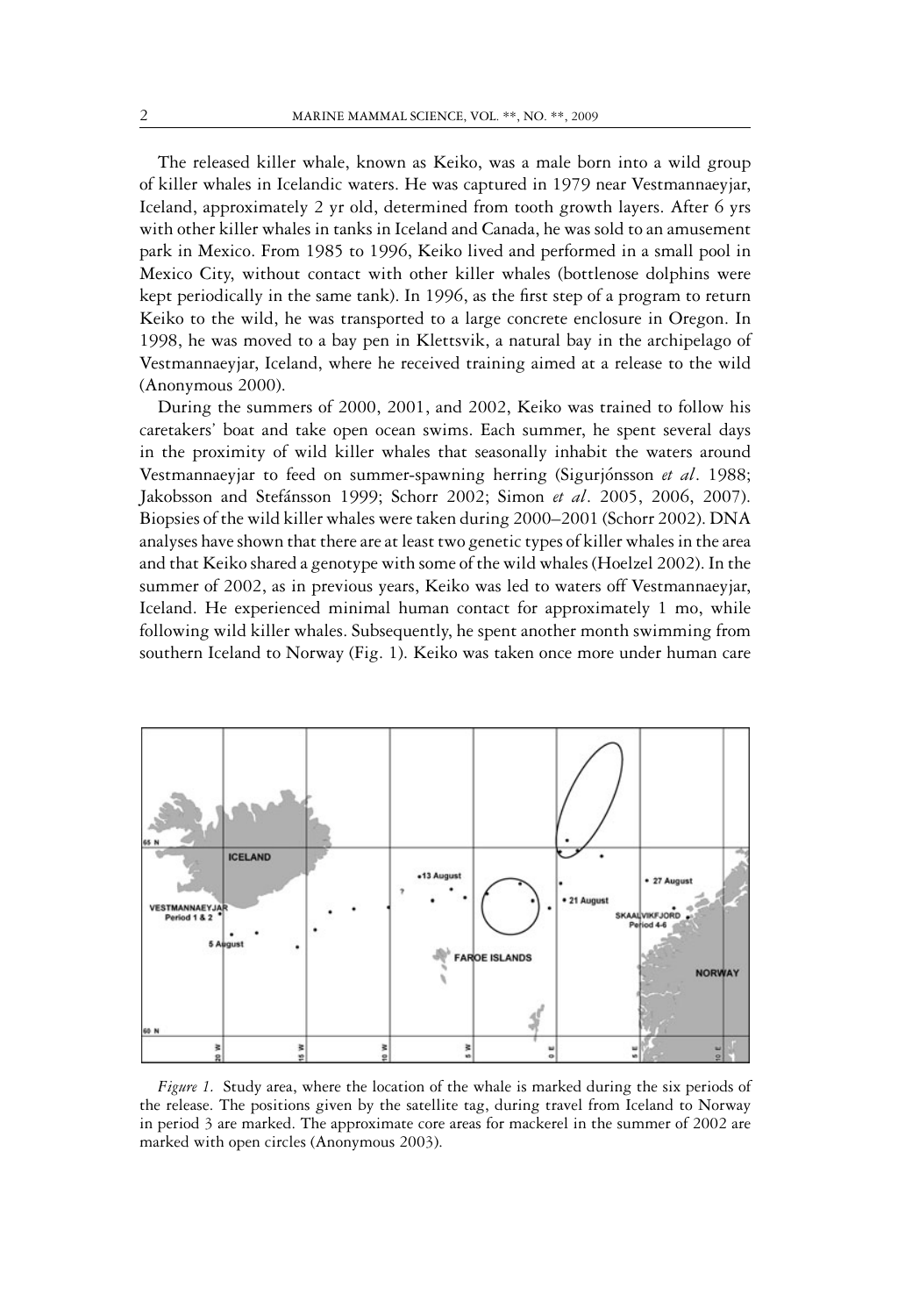The released killer whale, known as Keiko, was a male born into a wild group of killer whales in Icelandic waters. He was captured in 1979 near Vestmannaeyjar, Iceland, approximately 2 yr old, determined from tooth growth layers. After 6 yrs with other killer whales in tanks in Iceland and Canada, he was sold to an amusement park in Mexico. From 1985 to 1996, Keiko lived and performed in a small pool in Mexico City, without contact with other killer whales (bottlenose dolphins were kept periodically in the same tank). In 1996, as the first step of a program to return Keiko to the wild, he was transported to a large concrete enclosure in Oregon. In 1998, he was moved to a bay pen in Klettsvik, a natural bay in the archipelago of Vestmannaeyjar, Iceland, where he received training aimed at a release to the wild (Anonymous 2000).

During the summers of 2000, 2001, and 2002, Keiko was trained to follow his caretakers' boat and take open ocean swims. Each summer, he spent several days in the proximity of wild killer whales that seasonally inhabit the waters around Vestmannaeyjar to feed on summer-spawning herring (Sigurjónsson *et al*. 1988; Jakobsson and Stefánsson 1999; Schorr 2002; Simon *et al*. 2005, 2006, 2007). Biopsies of the wild killer whales were taken during 2000–2001 (Schorr 2002). DNA analyses have shown that there are at least two genetic types of killer whales in the area and that Keiko shared a genotype with some of the wild whales (Hoelzel 2002). In the summer of 2002, as in previous years, Keiko was led to waters off Vestmannaeyjar, Iceland. He experienced minimal human contact for approximately 1 mo, while following wild killer whales. Subsequently, he spent another month swimming from southern Iceland to Norway (Fig. 1). Keiko was taken once more under human care

*Figure 1.* Study area, where the location of the whale is marked during the six periods of the release. The positions given by the satellite tag, during travel from Iceland to Norway in period 3 are marked. The approximate core areas for mackerel in the summer of 2002 are marked with open circles (Anonymous 2003).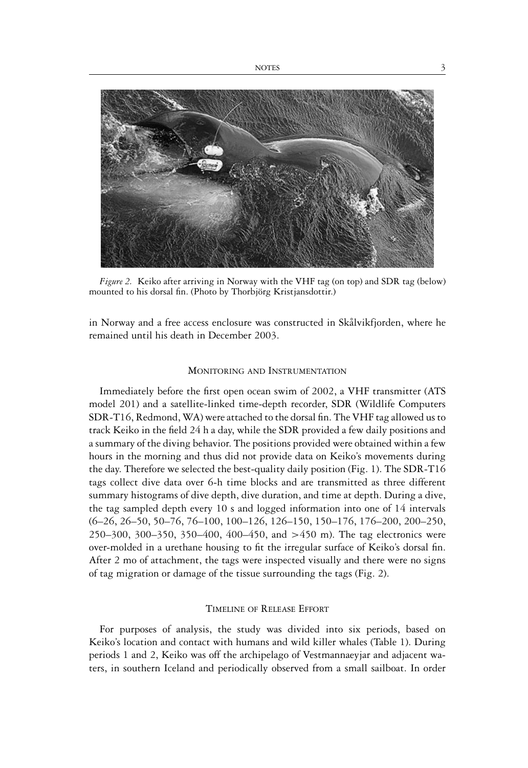*Figure 2.* Keiko after arriving in Norway with the VHF tag (on top) and SDR tag (below) mounted to his dorsal fin. (Photo by Thorbjörg Kristjansdottir.)

in Norway and a free access enclosure was constructed in Skålvikfjorden, where he remained until his death in December 2003.

## Monitoring and Instrumentation

Immediately before the first open ocean swim of 2002, a VHF transmitter (ATS model 201) and a satellite-linked time-depth recorder, SDR (Wildlife Computers SDR-T16, Redmond, WA) were attached to the dorsal fin. The VHF tag allowed us to track Keiko in the field 24 h a day, while the SDR provided a few daily positions and a summary of the diving behavior. The positions provided were obtained within a few hours in the morning and thus did not provide data on Keiko's movements during the day. Therefore we selected the best-quality daily position (Fig. 1). The SDR-T16 tags collect dive data over 6-h time blocks and are transmitted as three different summary histograms of dive depth, dive duration, and time at depth. During a dive, the tag sampled depth every 10 s and logged information into one of 14 intervals (6–26, 26–50, 50–76, 76–100, 100–126, 126–150, 150–176, 176–200, 200–250, 250–300, 300–350, 350–400, 400–450, and >450 m). The tag electronics were over-molded in a urethane housing to fit the irregular surface of Keiko's dorsal fin. After 2 mo of attachment, the tags were inspected visually and there were no signs of tag migration or damage of the tissue surrounding the tags (Fig. 2).

## Timeline of Release Effort

For purposes of analysis, the study was divided into six periods, based on Keiko's location and contact with humans and wild killer whales (Table 1). During periods 1 and 2, Keiko was off the archipelago of Vestmannaeyjar and adjacent waters, in southern Iceland and periodically observed from a small sailboat. In order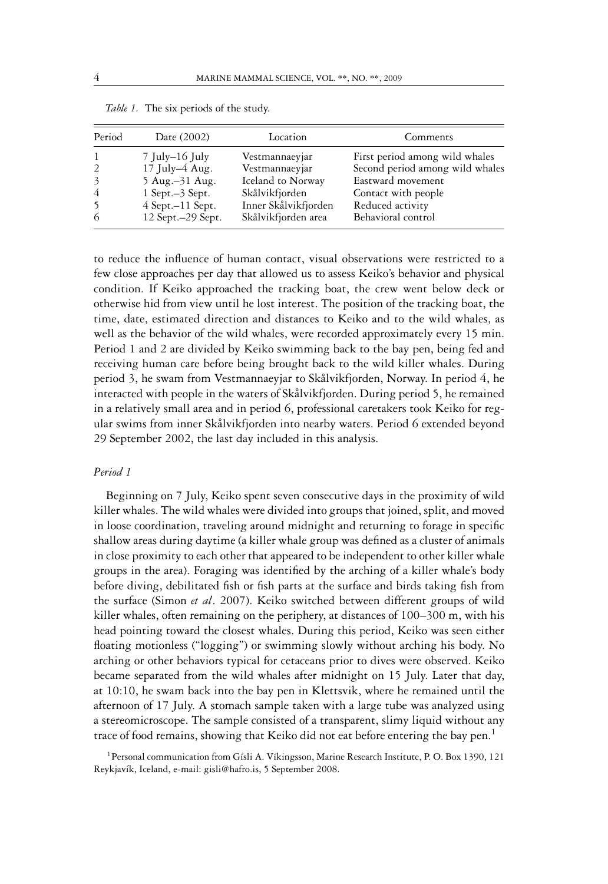*Table 1.* The six periods of the study.

| Period | Date (2002) | Location | Comments |
|---|---|---|---|
| 1 | 7 July–16 July | Vestmannaeyjar | First period among wild whales |
| 2 | 17 July–4 Aug. | Vestmannaeyjar | Second period among wild whales |
| 3 | 5 Aug.–31 Aug. | Iceland to Norway | Eastward movement |
| 4 | 1 Sept.–3 Sept. | Skålvikfjorden | Contact with people |
| 5 | 4 Sept.–11 Sept. | Inner Skålvikfjorden | Reduced activity |
| 6 | 12 Sept.–29 Sept. | Skålvikfjorden area | Behavioral control |

to reduce the influence of human contact, visual observations were restricted to a few close approaches per day that allowed us to assess Keiko's behavior and physical condition. If Keiko approached the tracking boat, the crew went below deck or otherwise hid from view until he lost interest. The position of the tracking boat, the time, date, estimated direction and distances to Keiko and to the wild whales, as well as the behavior of the wild whales, were recorded approximately every 15 min. Period 1 and 2 are divided by Keiko swimming back to the bay pen, being fed and receiving human care before being brought back to the wild killer whales. During period 3, he swam from Vestmannaeyjar to Skålvikfjorden, Norway. In period 4, he interacted with people in the waters of Skålvikfjorden. During period 5, he remained in a relatively small area and in period 6, professional caretakers took Keiko for regular swims from inner Skålvikfjorden into nearby waters. Period 6 extended beyond 29 September 2002, the last day included in this analysis.

### *Period 1*

Beginning on 7 July, Keiko spent seven consecutive days in the proximity of wild killer whales. The wild whales were divided into groups that joined, split, and moved in loose coordination, traveling around midnight and returning to forage in specific shallow areas during daytime (a killer whale group was defined as a cluster of animals in close proximity to each other that appeared to be independent to other killer whale groups in the area). Foraging was identified by the arching of a killer whale's body before diving, debilitated fish or fish parts at the surface and birds taking fish from the surface (Simon *et al*. 2007). Keiko switched between different groups of wild killer whales, often remaining on the periphery, at distances of 100–300 m, with his head pointing toward the closest whales. During this period, Keiko was seen either floating motionless ("logging") or swimming slowly without arching his body. No arching or other behaviors typical for cetaceans prior to dives were observed. Keiko became separated from the wild whales after midnight on 15 July. Later that day, at 10:10, he swam back into the bay pen in Klettsvik, where he remained until the afternoon of 17 July. A stomach sample taken with a large tube was analyzed using a stereomicroscope. The sample consisted of a transparent, slimy liquid without any trace of food remains, showing that Keiko did not eat before entering the bay pen.[1]

[1] Personal communication from Gísli A. Víkingsson, Marine Research Institute, P. O. Box 1390, 121 Reykjavík, Iceland, e-mail: gisli@hafro.is, 5 September 2008.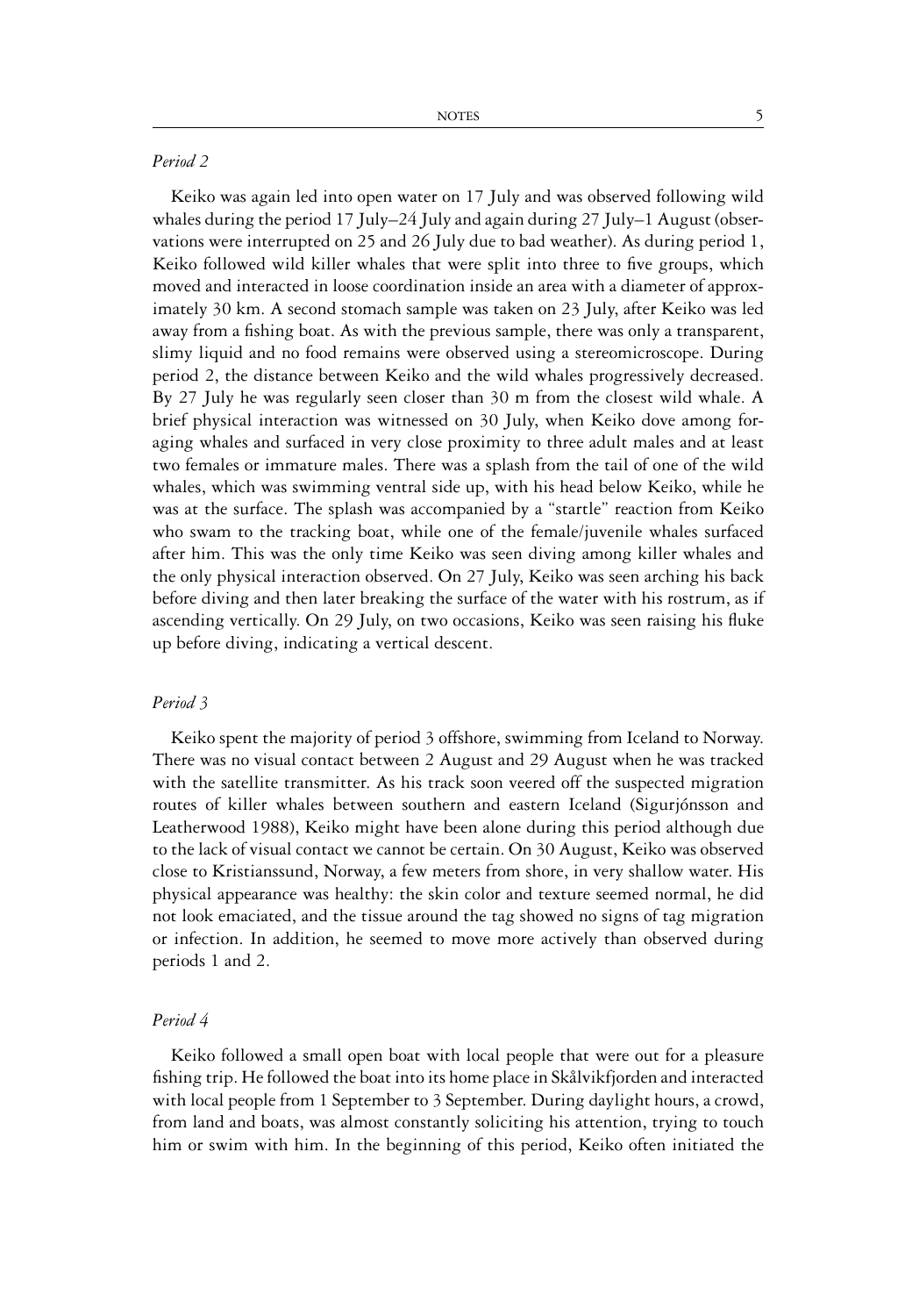*Period 2*

Keiko was again led into open water on 17 July and was observed following wild whales during the period 17 July–24 July and again during 27 July–1 August (observations were interrupted on 25 and 26 July due to bad weather). As during period 1, Keiko followed wild killer whales that were split into three to five groups, which moved and interacted in loose coordination inside an area with a diameter of approximately 30 km. A second stomach sample was taken on 23 July, after Keiko was led away from a fishing boat. As with the previous sample, there was only a transparent, slimy liquid and no food remains were observed using a stereomicroscope. During period 2, the distance between Keiko and the wild whales progressively decreased. By 27 July he was regularly seen closer than 30 m from the closest wild whale. A brief physical interaction was witnessed on 30 July, when Keiko dove among foraging whales and surfaced in very close proximity to three adult males and at least two females or immature males. There was a splash from the tail of one of the wild whales, which was swimming ventral side up, with his head below Keiko, while he was at the surface. The splash was accompanied by a "startle" reaction from Keiko who swam to the tracking boat, while one of the female/juvenile whales surfaced after him. This was the only time Keiko was seen diving among killer whales and the only physical interaction observed. On 27 July, Keiko was seen arching his back before diving and then later breaking the surface of the water with his rostrum, as if ascending vertically. On 29 July, on two occasions, Keiko was seen raising his fluke up before diving, indicating a vertical descent.

*Period 3*

Keiko spent the majority of period 3 offshore, swimming from Iceland to Norway. There was no visual contact between 2 August and 29 August when he was tracked with the satellite transmitter. As his track soon veered off the suspected migration routes of killer whales between southern and eastern Iceland (Sigurjónsson and Leatherwood 1988), Keiko might have been alone during this period although due to the lack of visual contact we cannot be certain. On 30 August, Keiko was observed close to Kristianssund, Norway, a few meters from shore, in very shallow water. His physical appearance was healthy: the skin color and texture seemed normal, he did not look emaciated, and the tissue around the tag showed no signs of tag migration or infection. In addition, he seemed to move more actively than observed during periods 1 and 2.

*Period 4*

Keiko followed a small open boat with local people that were out for a pleasure fishing trip. He followed the boat into its home place in Skålvikfjorden and interacted with local people from 1 September to 3 September. During daylight hours, a crowd, from land and boats, was almost constantly soliciting his attention, trying to touch him or swim with him. In the beginning of this period, Keiko often initiated the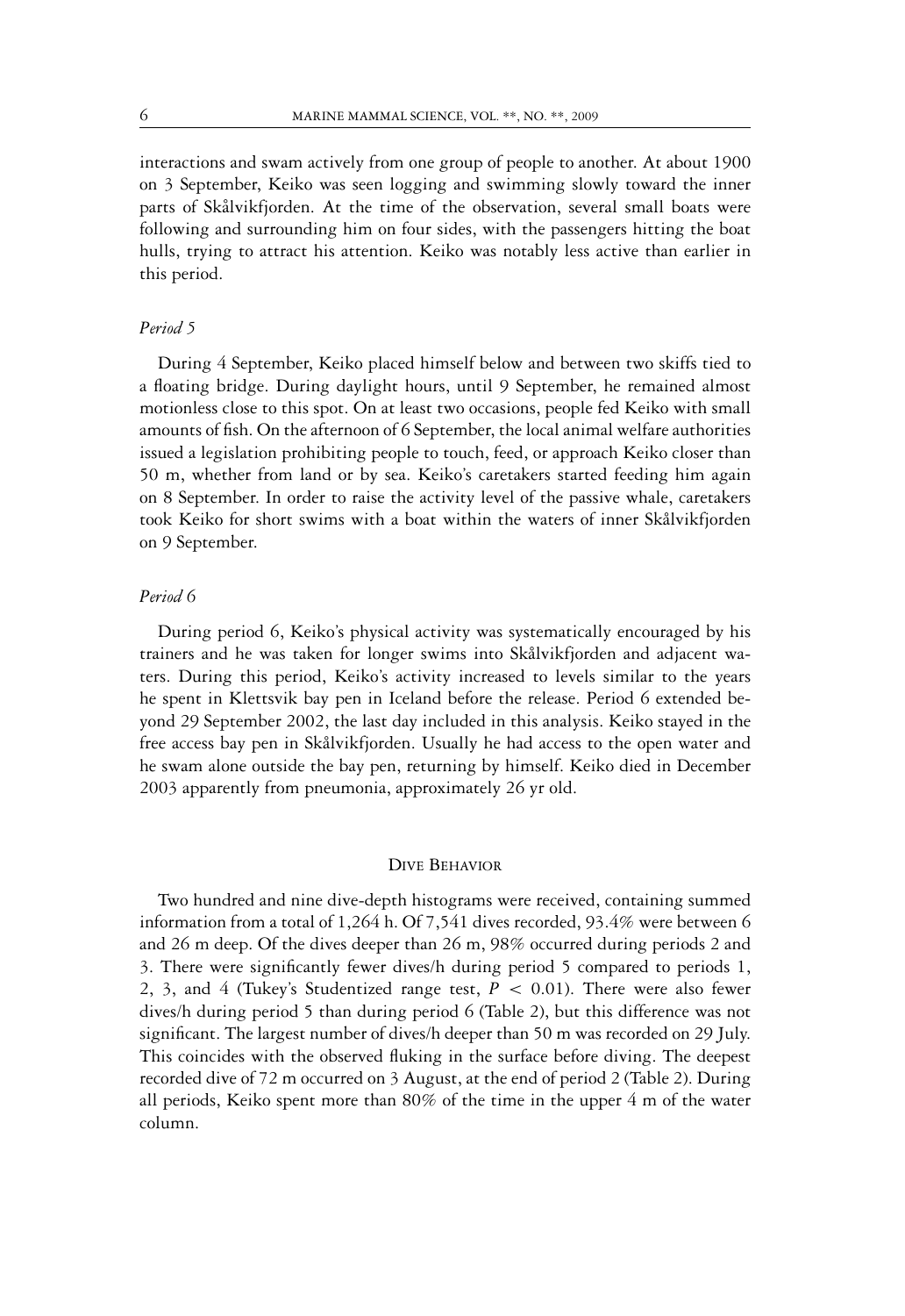interactions and swam actively from one group of people to another. At about 1900 on 3 September, Keiko was seen logging and swimming slowly toward the inner parts of Skålvikfjorden. At the time of the observation, several small boats were following and surrounding him on four sides, with the passengers hitting the boat hulls, trying to attract his attention. Keiko was notably less active than earlier in this period.

*Period 5*

During 4 September, Keiko placed himself below and between two skiffs tied to a floating bridge. During daylight hours, until 9 September, he remained almost motionless close to this spot. On at least two occasions, people fed Keiko with small amounts of fish. On the afternoon of 6 September, the local animal welfare authorities issued a legislation prohibiting people to touch, feed, or approach Keiko closer than 50 m, whether from land or by sea. Keiko's caretakers started feeding him again on 8 September. In order to raise the activity level of the passive whale, caretakers took Keiko for short swims with a boat within the waters of inner Skålvikfjorden on 9 September.

*Period 6*

During period 6, Keiko's physical activity was systematically encouraged by his trainers and he was taken for longer swims into Skålvikfjorden and adjacent waters. During this period, Keiko's activity increased to levels similar to the years he spent in Klettsvik bay pen in Iceland before the release. Period 6 extended beyond 29 September 2002, the last day included in this analysis. Keiko stayed in the free access bay pen in Skålvikfjorden. Usually he had access to the open water and he swam alone outside the bay pen, returning by himself. Keiko died in December 2003 apparently from pneumonia, approximately 26 yr old.

## Dive Behavior

Two hundred and nine dive-depth histograms were received, containing summed information from a total of 1,264 h. Of 7,541 dives recorded, 93.4% were between 6 and 26 m deep. Of the dives deeper than 26 m, 98% occurred during periods 2 and 3. There were significantly fewer dives/h during period 5 compared to periods 1, 2, 3, and 4 (Tukey's Studentized range test, $P < 0.01$). There were also fewer dives/h during period 5 than during period 6 (Table 2), but this difference was not significant. The largest number of dives/h deeper than 50 m was recorded on 29 July. This coincides with the observed fluking in the surface before diving. The deepest recorded dive of 72 m occurred on 3 August, at the end of period 2 (Table 2). During all periods, Keiko spent more than 80% of the time in the upper 4 m of the water column.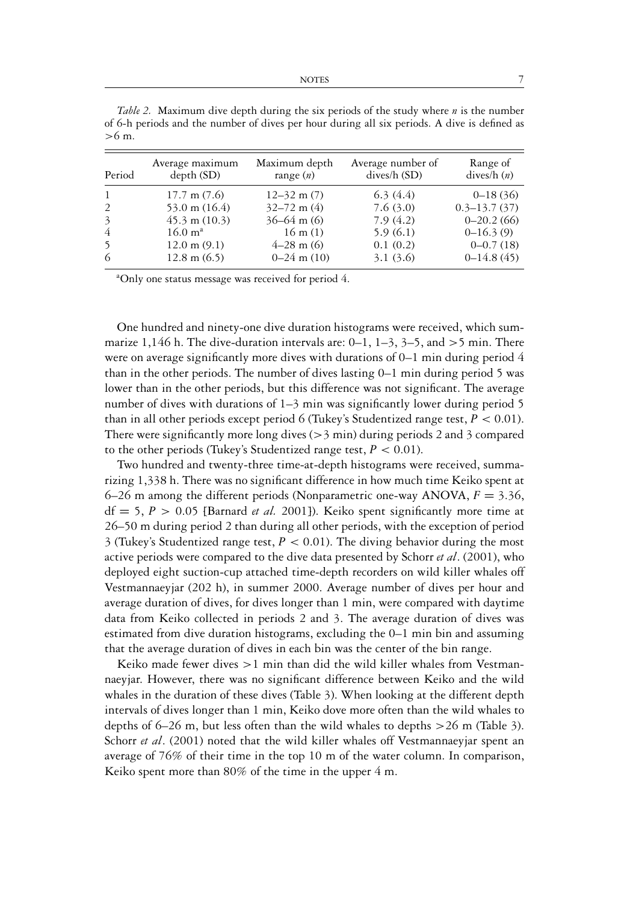*Table 2.* Maximum dive depth during the six periods of the study where *n* is the number of 6-h periods and the number of dives per hour during all six periods. A dive is defined as >6 m.

| Period | Average maximum depth (SD) | Maximum depth range (*n*) | Average number of dives/h (SD) | Range of dives/h (*n*) |
|---|---|---|---|---|
| 1 | 17.7 m (7.6) | 12–32 m (7) | 6.3 (4.4) | 0–18 (36) |
| 2 | 53.0 m (16.4) | 32–72 m (4) | 7.6 (3.0) | 0.3–13.7 (37) |
| 3 | 45.3 m (10.3) | 36–64 m (6) | 7.9 (4.2) | 0–20.2 (66) |
| 4 | 16.0 m[a] | 16 m (1) | 5.9 (6.1) | 0–16.3 (9) |
| 5 | 12.0 m (9.1) | 4–28 m (6) | 0.1 (0.2) | 0–0.7 (18) |
| 6 | 12.8 m (6.5) | 0–24 m (10) | 3.1 (3.6) | 0–14.8 (45) |

[a]Only one status message was received for period 4.

One hundred and ninety-one dive duration histograms were received, which summarize 1,146 h. The dive-duration intervals are: 0–1, 1–3, 3–5, and >5 min. There were on average significantly more dives with durations of 0–1 min during period 4 than in the other periods. The number of dives lasting 0–1 min during period 5 was lower than in the other periods, but this difference was not significant. The average number of dives with durations of 1–3 min was significantly lower during period 5 than in all other periods except period 6 (Tukey's Studentized range test, $P < 0.01$). There were significantly more long dives (>3 min) during periods 2 and 3 compared to the other periods (Tukey's Studentized range test, $P < 0.01$).

Two hundred and twenty-three time-at-depth histograms were received, summarizing 1,338 h. There was no significant difference in how much time Keiko spent at 6–26 m among the different periods (Nonparametric one-way ANOVA, $F = 3.36$, $\text{df} = 5$, $P > 0.05$ [Barnard *et al.* 2001]). Keiko spent significantly more time at 26–50 m during period 2 than during all other periods, with the exception of period 3 (Tukey's Studentized range test, $P < 0.01$). The diving behavior during the most active periods were compared to the dive data presented by Schorr *et al*. (2001), who deployed eight suction-cup attached time-depth recorders on wild killer whales off Vestmannaeyjar (202 h), in summer 2000. Average number of dives per hour and average duration of dives, for dives longer than 1 min, were compared with daytime data from Keiko collected in periods 2 and 3. The average duration of dives was estimated from dive duration histograms, excluding the 0–1 min bin and assuming that the average duration of dives in each bin was the center of the bin range.

Keiko made fewer dives >1 min than did the wild killer whales from Vestmannaeyjar. However, there was no significant difference between Keiko and the wild whales in the duration of these dives (Table 3). When looking at the different depth intervals of dives longer than 1 min, Keiko dove more often than the wild whales to depths of 6–26 m, but less often than the wild whales to depths >26 m (Table 3). Schorr *et al*. (2001) noted that the wild killer whales off Vestmannaeyjar spent an average of 76% of their time in the top 10 m of the water column. In comparison, Keiko spent more than 80% of the time in the upper 4 m.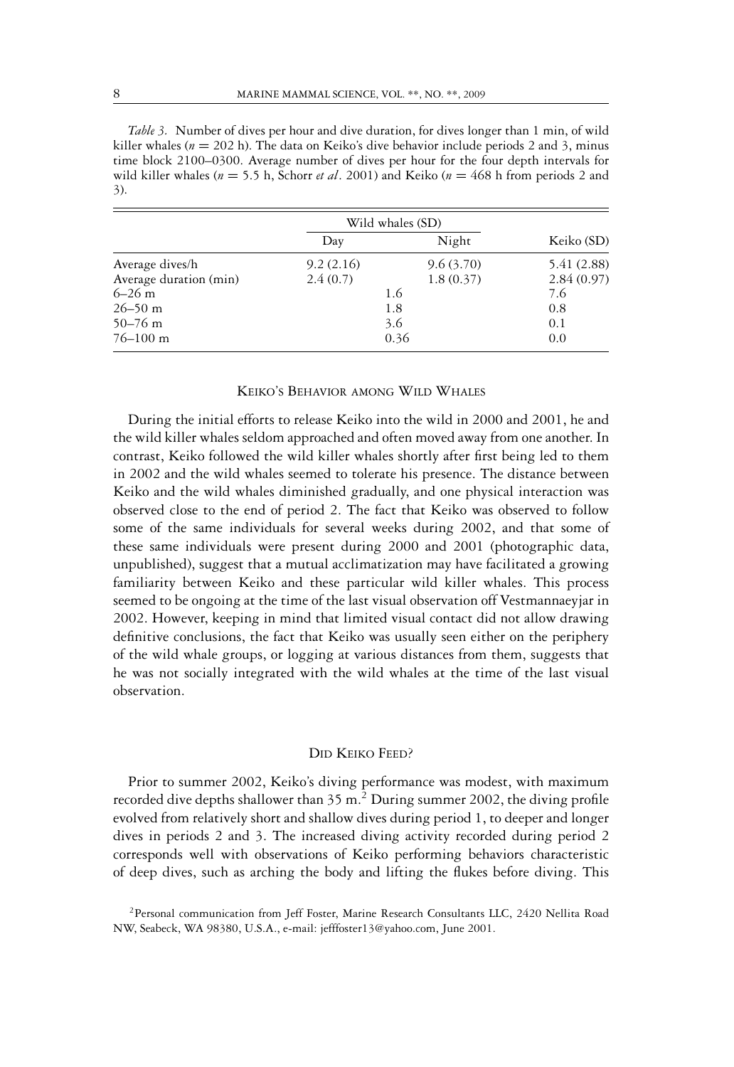*Table 3.* Number of dives per hour and dive duration, for dives longer than 1 min, of wild killer whales ($n = 202$ h). The data on Keiko's dive behavior include periods 2 and 3, minus time block 2100–0300. Average number of dives per hour for the four depth intervals for wild killer whales ($n = 5.5$ h, Schorr *et al*. 2001) and Keiko ($n = 468$ h from periods 2 and 3).

| | Wild whales (SD) | | Keiko (SD) |
|---|---|---|---|
| | Day | Night | |
| Average dives/h | 9.2 (2.16) | 9.6 (3.70) | 5.41 (2.88) |
| Average duration (min) | 2.4 (0.7) | 1.8 (0.37) | 2.84 (0.97) |
| 6–26 m | 1.6 | | 7.6 |
| 26–50 m | 1.8 | | 0.8 |
| 50–76 m | 3.6 | | 0.1 |
| 76–100 m | 0.36 | | 0.0 |

## Keiko's Behavior among Wild Whales

During the initial efforts to release Keiko into the wild in 2000 and 2001, he and the wild killer whales seldom approached and often moved away from one another. In contrast, Keiko followed the wild killer whales shortly after first being led to them in 2002 and the wild whales seemed to tolerate his presence. The distance between Keiko and the wild whales diminished gradually, and one physical interaction was observed close to the end of period 2. The fact that Keiko was observed to follow some of the same individuals for several weeks during 2002, and that some of these same individuals were present during 2000 and 2001 (photographic data, unpublished), suggest that a mutual acclimatization may have facilitated a growing familiarity between Keiko and these particular wild killer whales. This process seemed to be ongoing at the time of the last visual observation off Vestmannaeyjar in 2002. However, keeping in mind that limited visual contact did not allow drawing definitive conclusions, the fact that Keiko was usually seen either on the periphery of the wild whale groups, or logging at various distances from them, suggests that he was not socially integrated with the wild whales at the time of the last visual observation.

## Did Keiko Feed?

Prior to summer 2002, Keiko's diving performance was modest, with maximum recorded dive depths shallower than 35 m.[2] During summer 2002, the diving profile evolved from relatively short and shallow dives during period 1, to deeper and longer dives in periods 2 and 3. The increased diving activity recorded during period 2 corresponds well with observations of Keiko performing behaviors characteristic of deep dives, such as arching the body and lifting the flukes before diving. This

[2]Personal communication from Jeff Foster, Marine Research Consultants LLC, 2420 Nellita Road NW, Seabeck, WA 98380, U.S.A., e-mail: jefffoster13@yahoo.com, June 2001.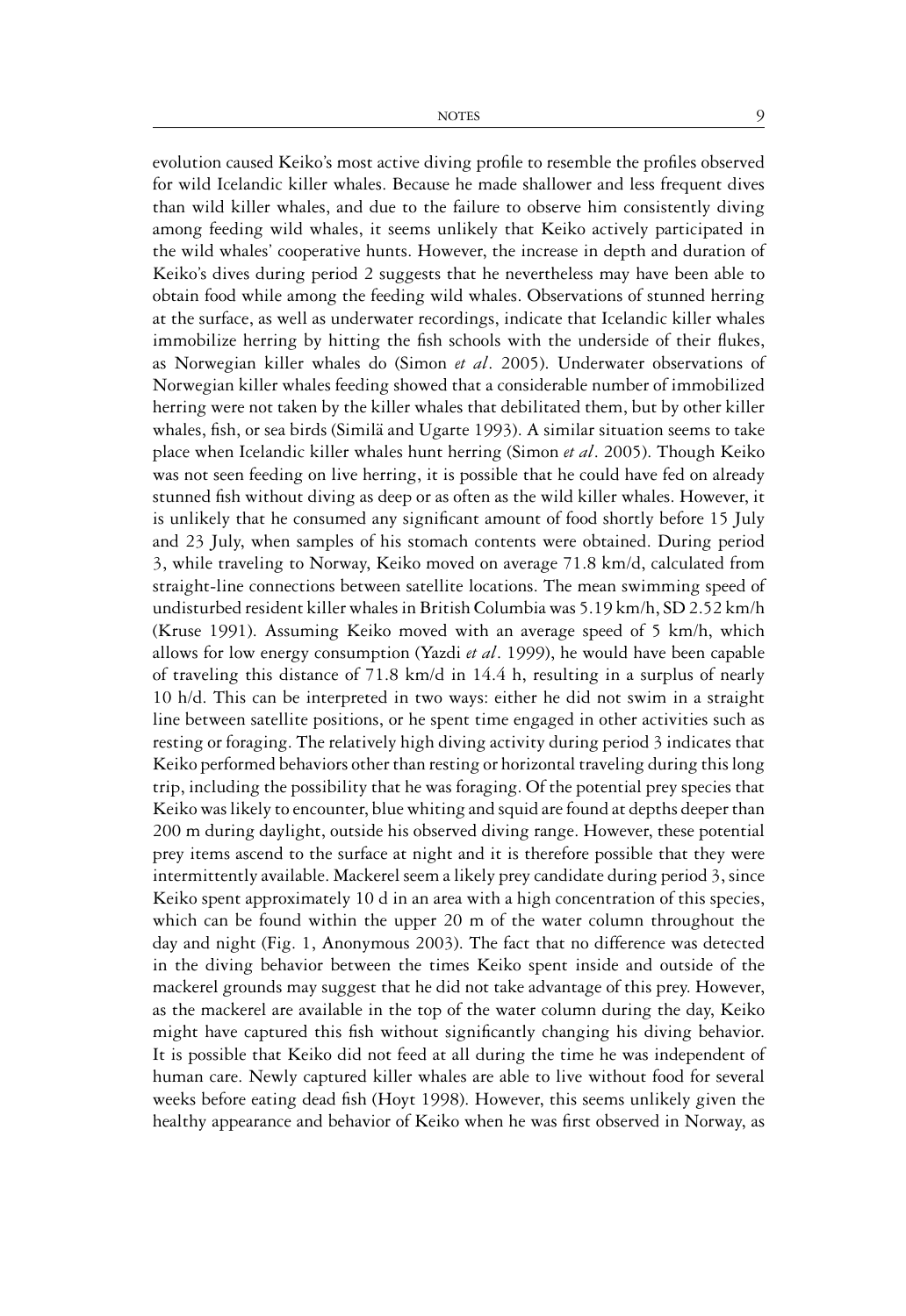evolution caused Keiko's most active diving profile to resemble the profiles observed for wild Icelandic killer whales. Because he made shallower and less frequent dives than wild killer whales, and due to the failure to observe him consistently diving among feeding wild whales, it seems unlikely that Keiko actively participated in the wild whales' cooperative hunts. However, the increase in depth and duration of Keiko's dives during period 2 suggests that he nevertheless may have been able to obtain food while among the feeding wild whales. Observations of stunned herring at the surface, as well as underwater recordings, indicate that Icelandic killer whales immobilize herring by hitting the fish schools with the underside of their flukes, as Norwegian killer whales do (Simon *et al*. 2005). Underwater observations of Norwegian killer whales feeding showed that a considerable number of immobilized herring were not taken by the killer whales that debilitated them, but by other killer whales, fish, or sea birds (Similä and Ugarte 1993). A similar situation seems to take place when Icelandic killer whales hunt herring (Simon *et al*. 2005). Though Keiko was not seen feeding on live herring, it is possible that he could have fed on already stunned fish without diving as deep or as often as the wild killer whales. However, it is unlikely that he consumed any significant amount of food shortly before 15 July and 23 July, when samples of his stomach contents were obtained. During period 3, while traveling to Norway, Keiko moved on average 71.8 km/d, calculated from straight-line connections between satellite locations. The mean swimming speed of undisturbed resident killer whales in British Columbia was 5.19 km/h, SD 2.52 km/h (Kruse 1991). Assuming Keiko moved with an average speed of 5 km/h, which allows for low energy consumption (Yazdi *et al*. 1999), he would have been capable of traveling this distance of 71.8 km/d in 14.4 h, resulting in a surplus of nearly 10 h/d. This can be interpreted in two ways: either he did not swim in a straight line between satellite positions, or he spent time engaged in other activities such as resting or foraging. The relatively high diving activity during period 3 indicates that Keiko performed behaviors other than resting or horizontal traveling during this long trip, including the possibility that he was foraging. Of the potential prey species that Keiko was likely to encounter, blue whiting and squid are found at depths deeper than 200 m during daylight, outside his observed diving range. However, these potential prey items ascend to the surface at night and it is therefore possible that they were intermittently available. Mackerel seem a likely prey candidate during period 3, since Keiko spent approximately 10 d in an area with a high concentration of this species, which can be found within the upper 20 m of the water column throughout the day and night (Fig. 1, Anonymous 2003). The fact that no difference was detected in the diving behavior between the times Keiko spent inside and outside of the mackerel grounds may suggest that he did not take advantage of this prey. However, as the mackerel are available in the top of the water column during the day, Keiko might have captured this fish without significantly changing his diving behavior. It is possible that Keiko did not feed at all during the time he was independent of human care. Newly captured killer whales are able to live without food for several weeks before eating dead fish (Hoyt 1998). However, this seems unlikely given the healthy appearance and behavior of Keiko when he was first observed in Norway, as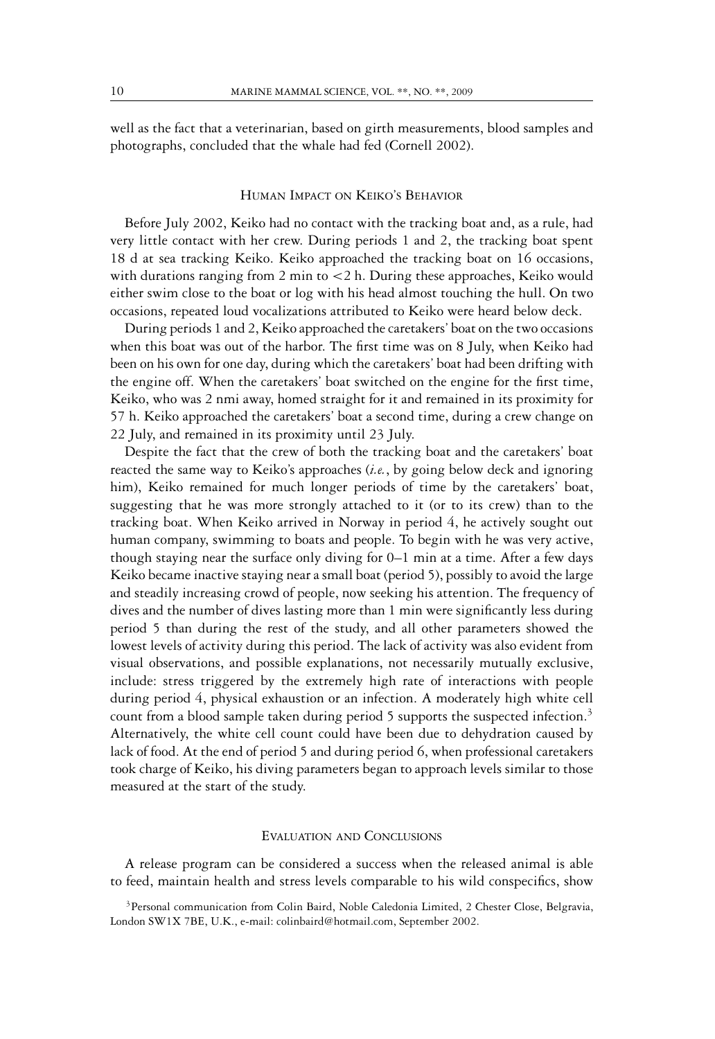well as the fact that a veterinarian, based on girth measurements, blood samples and photographs, concluded that the whale had fed (Cornell 2002).

## Human Impact on Keiko's Behavior

Before July 2002, Keiko had no contact with the tracking boat and, as a rule, had very little contact with her crew. During periods 1 and 2, the tracking boat spent 18 d at sea tracking Keiko. Keiko approached the tracking boat on 16 occasions, with durations ranging from 2 min to <2 h. During these approaches, Keiko would either swim close to the boat or log with his head almost touching the hull. On two occasions, repeated loud vocalizations attributed to Keiko were heard below deck.

During periods 1 and 2, Keiko approached the caretakers' boat on the two occasions when this boat was out of the harbor. The first time was on 8 July, when Keiko had been on his own for one day, during which the caretakers' boat had been drifting with the engine off. When the caretakers' boat switched on the engine for the first time, Keiko, who was 2 nmi away, homed straight for it and remained in its proximity for 57 h. Keiko approached the caretakers' boat a second time, during a crew change on 22 July, and remained in its proximity until 23 July.

Despite the fact that the crew of both the tracking boat and the caretakers' boat reacted the same way to Keiko's approaches (*i.e.*, by going below deck and ignoring him), Keiko remained for much longer periods of time by the caretakers' boat, suggesting that he was more strongly attached to it (or to its crew) than to the tracking boat. When Keiko arrived in Norway in period 4, he actively sought out human company, swimming to boats and people. To begin with he was very active, though staying near the surface only diving for 0–1 min at a time. After a few days Keiko became inactive staying near a small boat (period 5), possibly to avoid the large and steadily increasing crowd of people, now seeking his attention. The frequency of dives and the number of dives lasting more than 1 min were significantly less during period 5 than during the rest of the study, and all other parameters showed the lowest levels of activity during this period. The lack of activity was also evident from visual observations, and possible explanations, not necessarily mutually exclusive, include: stress triggered by the extremely high rate of interactions with people during period 4, physical exhaustion or an infection. A moderately high white cell count from a blood sample taken during period 5 supports the suspected infection.[3] Alternatively, the white cell count could have been due to dehydration caused by lack of food. At the end of period 5 and during period 6, when professional caretakers took charge of Keiko, his diving parameters began to approach levels similar to those measured at the start of the study.

## Evaluation and Conclusions

A release program can be considered a success when the released animal is able to feed, maintain health and stress levels comparable to his wild conspecifics, show

[3] Personal communication from Colin Baird, Noble Caledonia Limited, 2 Chester Close, Belgravia, London SW1X 7BE, U.K., e-mail: colinbaird@hotmail.com, September 2002.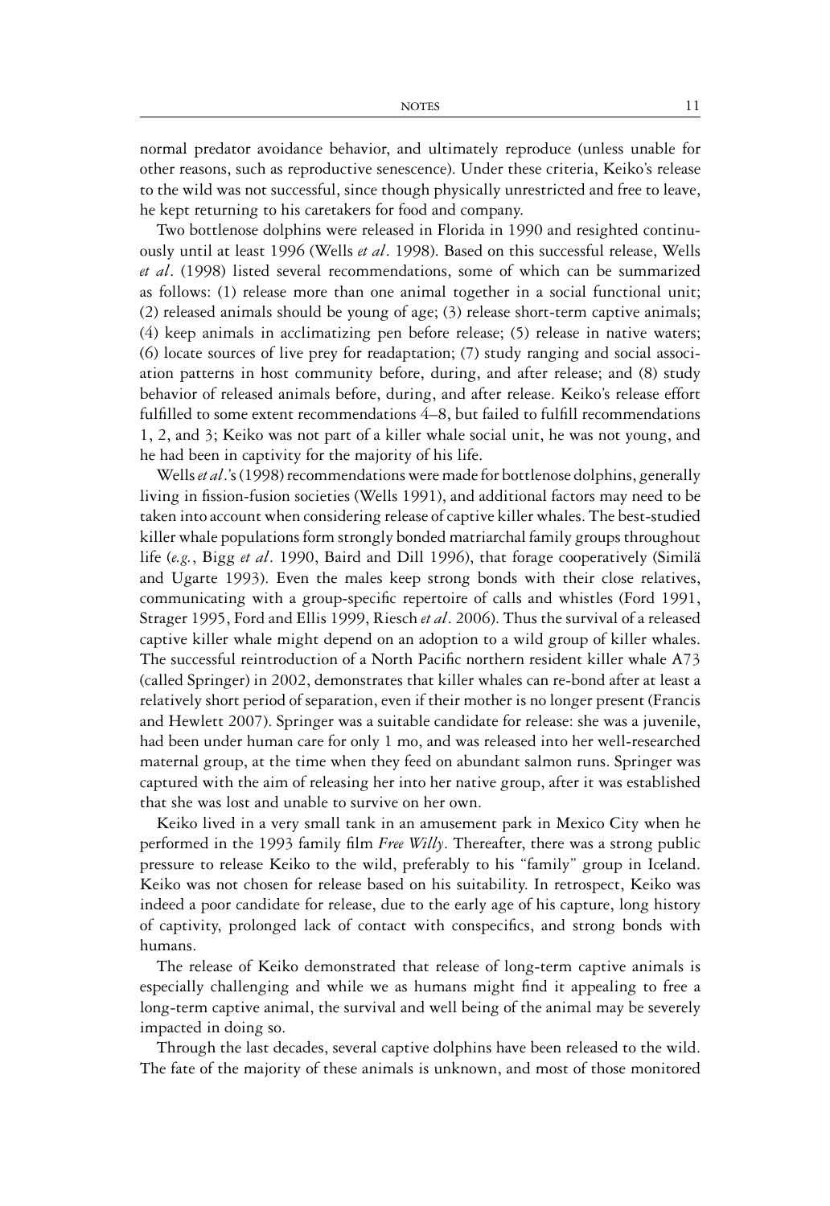normal predator avoidance behavior, and ultimately reproduce (unless unable for other reasons, such as reproductive senescence). Under these criteria, Keiko's release to the wild was not successful, since though physically unrestricted and free to leave, he kept returning to his caretakers for food and company.

Two bottlenose dolphins were released in Florida in 1990 and resighted continuously until at least 1996 (Wells *et al*. 1998). Based on this successful release, Wells *et al*. (1998) listed several recommendations, some of which can be summarized as follows: (1) release more than one animal together in a social functional unit; (2) released animals should be young of age; (3) release short-term captive animals; (4) keep animals in acclimatizing pen before release; (5) release in native waters; (6) locate sources of live prey for readaptation; (7) study ranging and social association patterns in host community before, during, and after release; and (8) study behavior of released animals before, during, and after release. Keiko's release effort fulfilled to some extent recommendations 4–8, but failed to fulfill recommendations 1, 2, and 3; Keiko was not part of a killer whale social unit, he was not young, and he had been in captivity for the majority of his life.

Wells *et al*.'s (1998) recommendations were made for bottlenose dolphins, generally living in fission-fusion societies (Wells 1991), and additional factors may need to be taken into account when considering release of captive killer whales. The best-studied killer whale populations form strongly bonded matriarchal family groups throughout life (*e.g.*, Bigg *et al*. 1990, Baird and Dill 1996), that forage cooperatively (Similä and Ugarte 1993). Even the males keep strong bonds with their close relatives, communicating with a group-specific repertoire of calls and whistles (Ford 1991, Strager 1995, Ford and Ellis 1999, Riesch *et al*. 2006). Thus the survival of a released captive killer whale might depend on an adoption to a wild group of killer whales. The successful reintroduction of a North Pacific northern resident killer whale A73 (called Springer) in 2002, demonstrates that killer whales can re-bond after at least a relatively short period of separation, even if their mother is no longer present (Francis and Hewlett 2007). Springer was a suitable candidate for release: she was a juvenile, had been under human care for only 1 mo, and was released into her well-researched maternal group, at the time when they feed on abundant salmon runs. Springer was captured with the aim of releasing her into her native group, after it was established that she was lost and unable to survive on her own.

Keiko lived in a very small tank in an amusement park in Mexico City when he performed in the 1993 family film *Free Willy*. Thereafter, there was a strong public pressure to release Keiko to the wild, preferably to his "family" group in Iceland. Keiko was not chosen for release based on his suitability. In retrospect, Keiko was indeed a poor candidate for release, due to the early age of his capture, long history of captivity, prolonged lack of contact with conspecifics, and strong bonds with humans.

The release of Keiko demonstrated that release of long-term captive animals is especially challenging and while we as humans might find it appealing to free a long-term captive animal, the survival and well being of the animal may be severely impacted in doing so.

Through the last decades, several captive dolphins have been released to the wild. The fate of the majority of these animals is unknown, and most of those monitored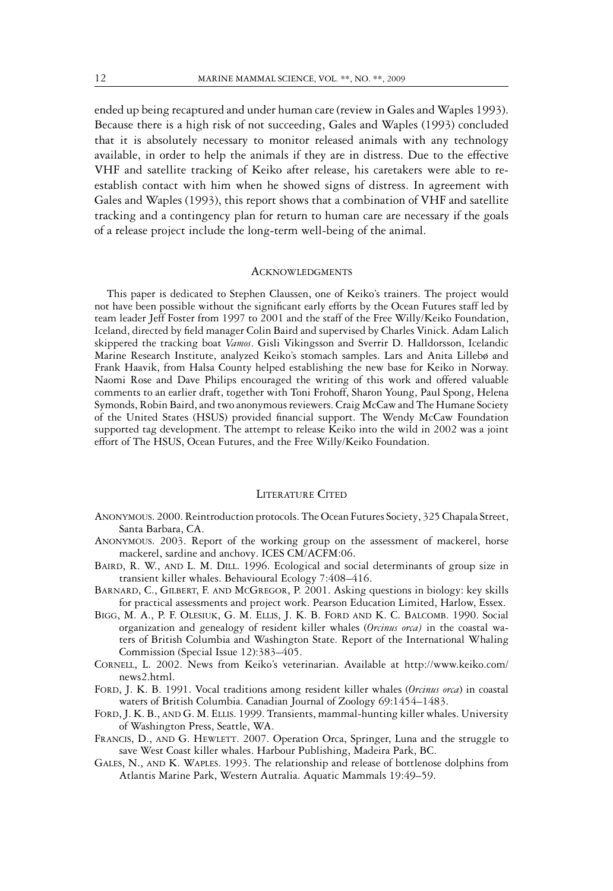ended up being recaptured and under human care (review in Gales and Waples 1993). Because there is a high risk of not succeeding, Gales and Waples (1993) concluded that it is absolutely necessary to monitor released animals with any technology available, in order to help the animals if they are in distress. Due to the effective VHF and satellite tracking of Keiko after release, his caretakers were able to re-establish contact with him when he showed signs of distress. In agreement with Gales and Waples (1993), this report shows that a combination of VHF and satellite tracking and a contingency plan for return to human care are necessary if the goals of a release project include the long-term well-being of the animal.

## Acknowledgments

This paper is dedicated to Stephen Claussen, one of Keiko's trainers. The project would not have been possible without the significant early efforts by the Ocean Futures staff led by team leader Jeff Foster from 1997 to 2001 and the staff of the Free Willy/Keiko Foundation, Iceland, directed by field manager Colin Baird and supervised by Charles Vinick. Adam Lalich skippered the tracking boat *Vamos*. Gisli Vikingsson and Sverrir D. Halldorsson, Icelandic Marine Research Institute, analyzed Keiko's stomach samples. Lars and Anita Lillebø and Frank Haavik, from Halsa County helped establishing the new base for Keiko in Norway. Naomi Rose and Dave Philips encouraged the writing of this work and offered valuable comments to an earlier draft, together with Toni Frohoff, Sharon Young, Paul Spong, Helena Symonds, Robin Baird, and two anonymous reviewers. Craig McCaw and The Humane Society of the United States (HSUS) provided financial support. The Wendy McCaw Foundation supported tag development. The attempt to release Keiko into the wild in 2002 was a joint effort of The HSUS, Ocean Futures, and the Free Willy/Keiko Foundation.

## Literature Cited

Anonymous. 2000. Reintroduction protocols. The Ocean Futures Society, 325 Chapala Street, Santa Barbara, CA.

Anonymous. 2003. Report of the working group on the assessment of mackerel, horse mackerel, sardine and anchovy. ICES CM/ACFM:06.

Baird, R. W., and L. M. Dill. 1996. Ecological and social determinants of group size in transient killer whales. Behavioural Ecology 7:408–416.

Barnard, C., Gilbert, F. and McGregor, P. 2001. Asking questions in biology: key skills for practical assessments and project work. Pearson Education Limited, Harlow, Essex.

Bigg, M. A., P. F. Olesiuk, G. M. Ellis, J. K. B. Ford and K. C. Balcomb. 1990. Social organization and genealogy of resident killer whales (*Orcinus orca)* in the coastal waters of British Columbia and Washington State. Report of the International Whaling Commission (Special Issue 12):383–405.

Cornell, L. 2002. News from Keiko's veterinarian. Available at http://www.keiko.com/news2.html.

Ford, J. K. B. 1991. Vocal traditions among resident killer whales (*Orcinus orca*) in coastal waters of British Columbia. Canadian Journal of Zoology 69:1454–1483.

Ford, J. K. B., and G. M. Ellis. 1999. Transients, mammal-hunting killer whales. University of Washington Press, Seattle, WA.

Francis, D., and G. Hewlett. 2007. Operation Orca, Springer, Luna and the struggle to save West Coast killer whales. Harbour Publishing, Madeira Park, BC.

Gales, N., and K. Waples. 1993. The relationship and release of bottlenose dolphins from Atlantis Marine Park, Western Autralia. Aquatic Mammals 19:49–59.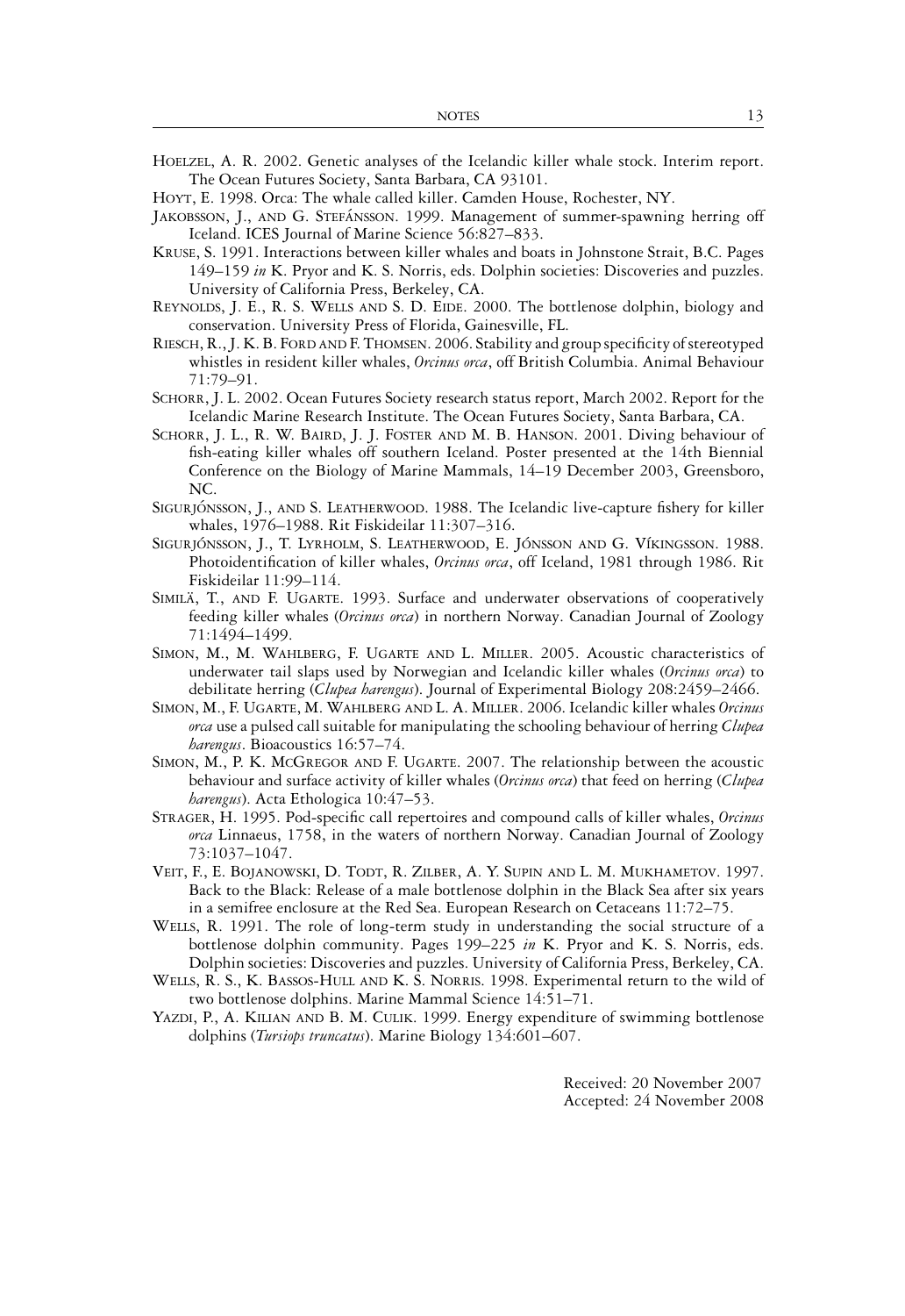Hoelzel, A. R. 2002. Genetic analyses of the Icelandic killer whale stock. Interim report. The Ocean Futures Society, Santa Barbara, CA 93101.

Hoyt, E. 1998. Orca: The whale called killer. Camden House, Rochester, NY.

Jakobsson, J., and G. Stefánsson. 1999. Management of summer-spawning herring off Iceland. ICES Journal of Marine Science 56:827–833.

Kruse, S. 1991. Interactions between killer whales and boats in Johnstone Strait, B.C. Pages 149–159 *in* K. Pryor and K. S. Norris, eds. Dolphin societies: Discoveries and puzzles. University of California Press, Berkeley, CA.

Reynolds, J. E., R. S. Wells and S. D. Eide. 2000. The bottlenose dolphin, biology and conservation. University Press of Florida, Gainesville, FL.

Riesch, R., J. K. B. Ford and F. Thomsen. 2006. Stability and group specificity of stereotyped whistles in resident killer whales, *Orcinus orca*, off British Columbia. Animal Behaviour 71:79–91.

Schorr, J. L. 2002. Ocean Futures Society research status report, March 2002. Report for the Icelandic Marine Research Institute. The Ocean Futures Society, Santa Barbara, CA.

Schorr, J. L., R. W. Baird, J. J. Foster and M. B. Hanson. 2001. Diving behaviour of fish-eating killer whales off southern Iceland. Poster presented at the 14th Biennial Conference on the Biology of Marine Mammals, 14–19 December 2003, Greensboro, NC.

Sigurjónsson, J., and S. Leatherwood. 1988. The Icelandic live-capture fishery for killer whales, 1976–1988. Rit Fiskideilar 11:307–316.

Sigurjónsson, J., T. Lyrholm, S. Leatherwood, E. Jónsson and G. Víkingsson. 1988. Photoidentification of killer whales, *Orcinus orca*, off Iceland, 1981 through 1986. Rit Fiskideilar 11:99–114.

Similä, T., and F. Ugarte. 1993. Surface and underwater observations of cooperatively feeding killer whales (*Orcinus orca*) in northern Norway. Canadian Journal of Zoology 71:1494–1499.

Simon, M., M. Wahlberg, F. Ugarte and L. Miller. 2005. Acoustic characteristics of underwater tail slaps used by Norwegian and Icelandic killer whales (*Orcinus orca*) to debilitate herring (*Clupea harengus*). Journal of Experimental Biology 208:2459–2466.

Simon, M., F. Ugarte, M. Wahlberg and L. A. Miller. 2006. Icelandic killer whales *Orcinus orca* use a pulsed call suitable for manipulating the schooling behaviour of herring *Clupea harengus*. Bioacoustics 16:57–74.

Simon, M., P. K. McGregor and F. Ugarte. 2007. The relationship between the acoustic behaviour and surface activity of killer whales (*Orcinus orca*) that feed on herring (*Clupea harengus*). Acta Ethologica 10:47–53.

Strager, H. 1995. Pod-specific call repertoires and compound calls of killer whales, *Orcinus orca* Linnaeus, 1758, in the waters of northern Norway. Canadian Journal of Zoology 73:1037–1047.

Veit, F., E. Bojanowski, D. Todt, R. Zilber, A. Y. Supin and L. M. Mukhametov. 1997. Back to the Black: Release of a male bottlenose dolphin in the Black Sea after six years in a semifree enclosure at the Red Sea. European Research on Cetaceans 11:72–75.

Wells, R. 1991. The role of long-term study in understanding the social structure of a bottlenose dolphin community. Pages 199–225 *in* K. Pryor and K. S. Norris, eds. Dolphin societies: Discoveries and puzzles. University of California Press, Berkeley, CA.

Wells, R. S., K. Bassos-Hull and K. S. Norris. 1998. Experimental return to the wild of two bottlenose dolphins. Marine Mammal Science 14:51–71.

Yazdi, P., A. Kilian and B. M. Culik. 1999. Energy expenditure of swimming bottlenose dolphins (*Tursiops truncatus*). Marine Biology 134:601–607.

Received: 20 November 2007
Accepted: 24 November 2008